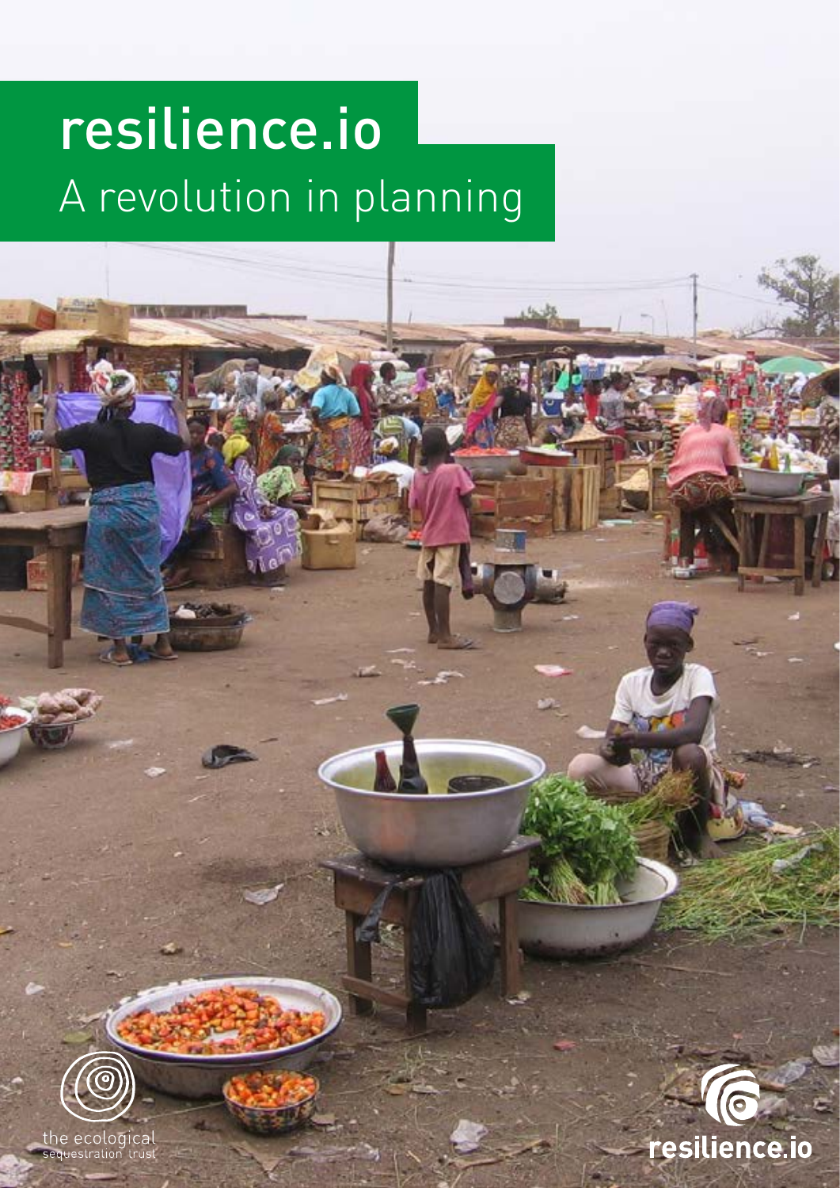# resilience.io

## A revolution in planning

the ecological sequestration trust

resilience.io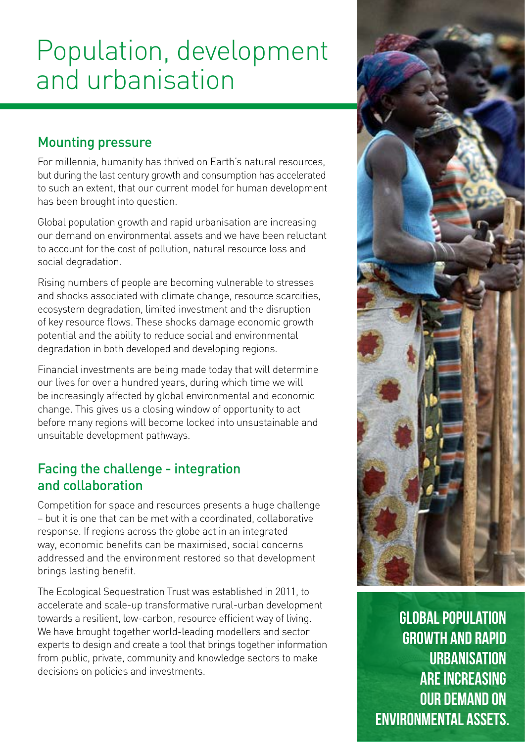# Population, development and urbanisation

## Mounting pressure

For millennia, humanity has thrived on Earth's natural resources, but during the last century growth and consumption has accelerated to such an extent, that our current model for human development has been brought into question.

Global population growth and rapid urbanisation are increasing our demand on environmental assets and we have been reluctant to account for the cost of pollution, natural resource loss and social degradation.

Rising numbers of people are becoming vulnerable to stresses and shocks associated with climate change, resource scarcities, ecosystem degradation, limited investment and the disruption of key resource flows. These shocks damage economic growth potential and the ability to reduce social and environmental degradation in both developed and developing regions.

Financial investments are being made today that will determine our lives for over a hundred years, during which time we will be increasingly affected by global environmental and economic change. This gives us a closing window of opportunity to act before many regions will become locked into unsustainable and unsuitable development pathways.

## Facing the challenge - integration and collaboration

Competition for space and resources presents a huge challenge – but it is one that can be met with a coordinated, collaborative response. If regions across the globe act in an integrated way, economic benefits can be maximised, social concerns addressed and the environment restored so that development brings lasting benefit.

The Ecological Sequestration Trust was established in 2011, to accelerate and scale-up transformative rural-urban development towards a resilient, low-carbon, resource efficient way of living. We have brought together world-leading modellers and sector experts to design and create a tool that brings together information from public, private, community and knowledge sectors to make decisions on policies and investments.

**GLOBAL POPULATION GROWTH AND RAPID URBANISATION ARE INCREASING OUR DEMAND ON ENVIRONMENTAL ASSETS.**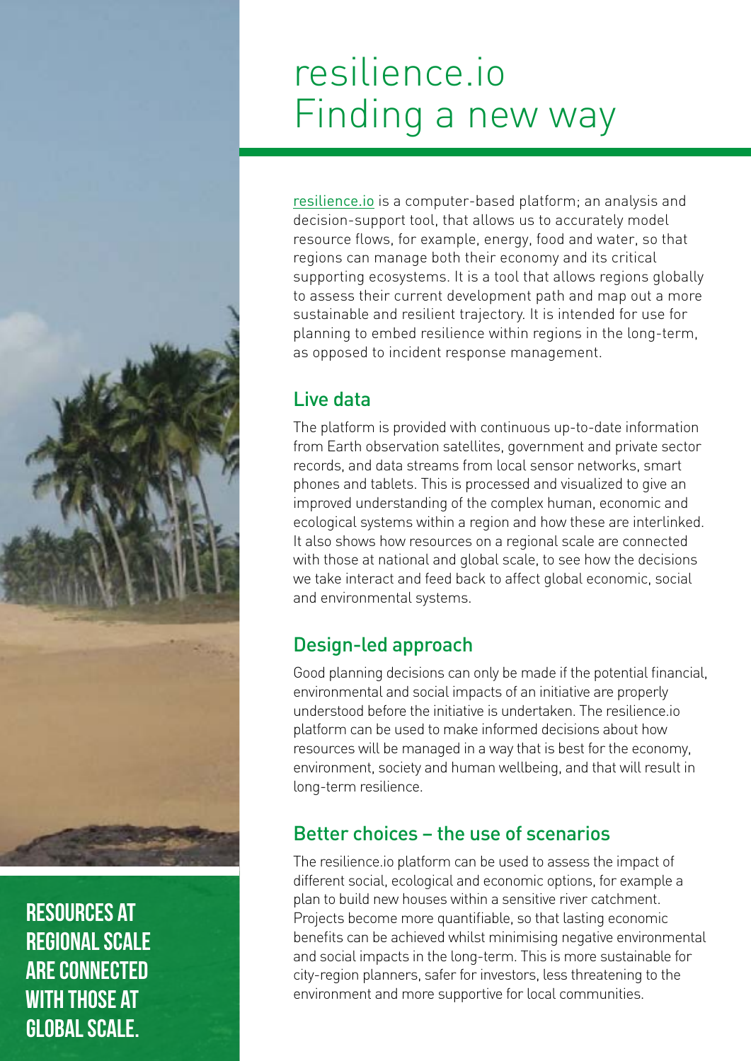# resilience.io Finding a new way

resilience.io is a computer-based platform; an analysis and decision-support tool, that allows us to accurately model resource flows, for example, energy, food and water, so that regions can manage both their economy and its critical supporting ecosystems. It is a tool that allows regions globally to assess their current development path and map out a more sustainable and resilient trajectory. It is intended for use for planning to embed resilience within regions in the long-term, as opposed to incident response management.

## Live data

The platform is provided with continuous up-to-date information from Earth observation satellites, government and private sector records, and data streams from local sensor networks, smart phones and tablets. This is processed and visualized to give an improved understanding of the complex human, economic and ecological systems within a region and how these are interlinked. It also shows how resources on a regional scale are connected with those at national and global scale, to see how the decisions we take interact and feed back to affect global economic, social and environmental systems.

## Design-led approach

Good planning decisions can only be made if the potential financial, environmental and social impacts of an initiative are properly understood before the initiative is undertaken. The resilience.io platform can be used to make informed decisions about how resources will be managed in a way that is best for the economy, environment, society and human wellbeing, and that will result in long-term resilience.

## Better choices – the use of scenarios

The resilience.io platform can be used to assess the impact of different social, ecological and economic options, for example a plan to build new houses within a sensitive river catchment. Projects become more quantifiable, so that lasting economic benefits can be achieved whilst minimising negative environmental and social impacts in the long-term. This is more sustainable for city-region planners, safer for investors, less threatening to the environment and more supportive for local communities.

**RESOURCES AT REGIONAL SCALE ARE CONNECTED WITH THOSE AT GLOBAL SCALE.**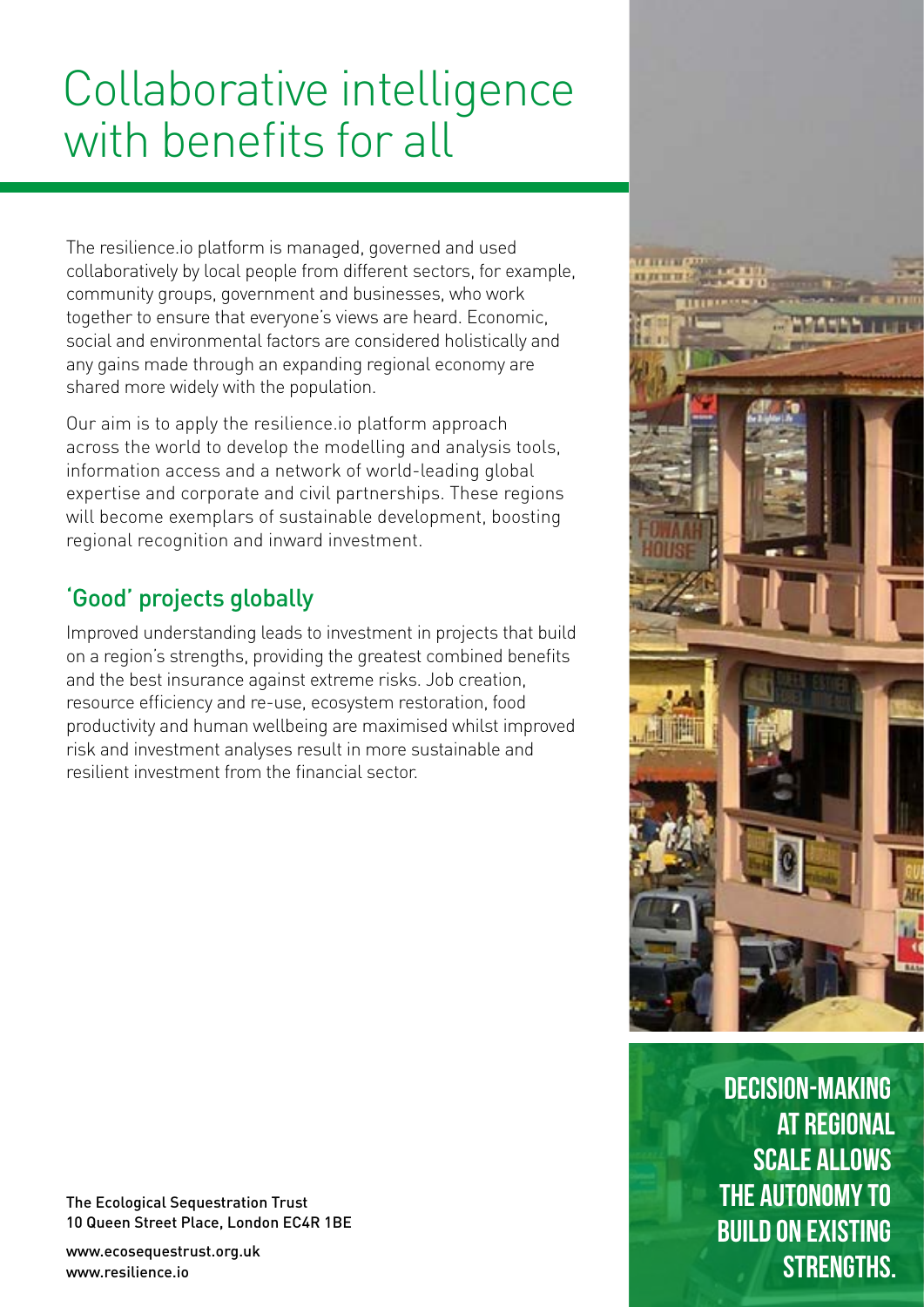# Collaborative intelligence with benefits for all

The resilience.io platform is managed, governed and used collaboratively by local people from different sectors, for example, community groups, government and businesses, who work together to ensure that everyone's views are heard. Economic, social and environmental factors are considered holistically and any gains made through an expanding regional economy are shared more widely with the population.

Our aim is to apply the resilience.io platform approach across the world to develop the modelling and analysis tools, information access and a network of world-leading global expertise and corporate and civil partnerships. These regions will become exemplars of sustainable development, boosting regional recognition and inward investment.

## 'Good' projects globally

Improved understanding leads to investment in projects that build on a region's strengths, providing the greatest combined benefits and the best insurance against extreme risks. Job creation, resource efficiency and re-use, ecosystem restoration, food productivity and human wellbeing are maximised whilst improved risk and investment analyses result in more sustainable and resilient investment from the financial sector.

**DECISION-MAKING AT REGIONAL SCALE ALLOWS THE AUTONOMY TO BUILD ON EXISTING STRENGTHS.**

The Ecological Sequestration Trust
10 Queen Street Place, London EC4R 1BE

www.ecosequestrust.org.uk
www.resilience.io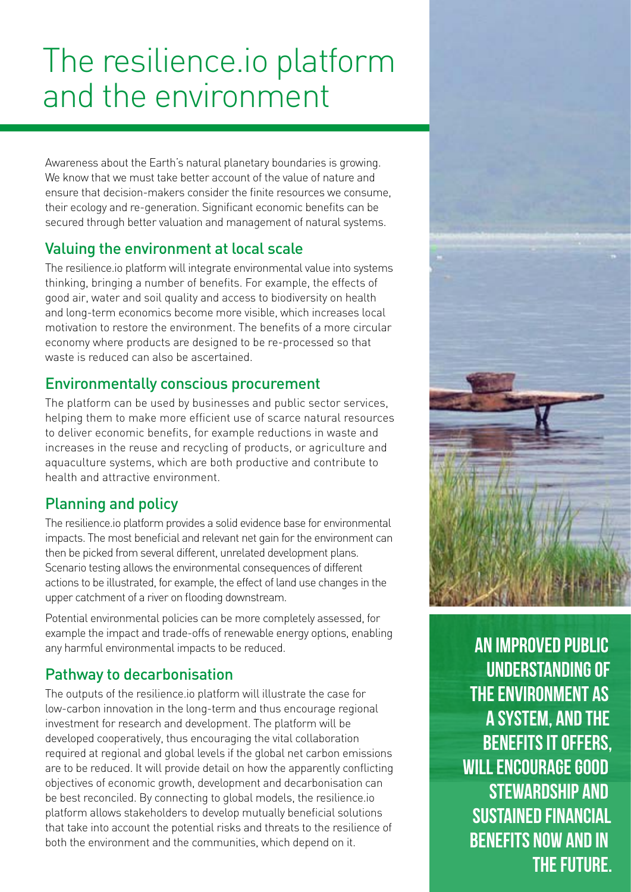# The resilience.io platform and the environment

Awareness about the Earth's natural planetary boundaries is growing. We know that we must take better account of the value of nature and ensure that decision-makers consider the finite resources we consume, their ecology and re-generation. Significant economic benefits can be secured through better valuation and management of natural systems.

## Valuing the environment at local scale

The resilience.io platform will integrate environmental value into systems thinking, bringing a number of benefits. For example, the effects of good air, water and soil quality and access to biodiversity on health and long-term economics become more visible, which increases local motivation to restore the environment. The benefits of a more circular economy where products are designed to be re-processed so that waste is reduced can also be ascertained.

## Environmentally conscious procurement

The platform can be used by businesses and public sector services, helping them to make more efficient use of scarce natural resources to deliver economic benefits, for example reductions in waste and increases in the reuse and recycling of products, or agriculture and aquaculture systems, which are both productive and contribute to health and attractive environment.

## Planning and policy

The resilience.io platform provides a solid evidence base for environmental impacts. The most beneficial and relevant net gain for the environment can then be picked from several different, unrelated development plans. Scenario testing allows the environmental consequences of different actions to be illustrated, for example, the effect of land use changes in the upper catchment of a river on flooding downstream.

Potential environmental policies can be more completely assessed, for example the impact and trade-offs of renewable energy options, enabling any harmful environmental impacts to be reduced.

## Pathway to decarbonisation

The outputs of the resilience.io platform will illustrate the case for low-carbon innovation in the long-term and thus encourage regional investment for research and development. The platform will be developed cooperatively, thus encouraging the vital collaboration required at regional and global levels if the global net carbon emissions are to be reduced. It will provide detail on how the apparently conflicting objectives of economic growth, development and decarbonisation can be best reconciled. By connecting to global models, the resilience.io platform allows stakeholders to develop mutually beneficial solutions that take into account the potential risks and threats to the resilience of both the environment and the communities, which depend on it.

**AN IMPROVED PUBLIC UNDERSTANDING OF THE ENVIRONMENT AS A SYSTEM, AND THE BENEFITS IT OFFERS, WILL ENCOURAGE GOOD STEWARDSHIP AND SUSTAINED FINANCIAL BENEFITS NOW AND IN THE FUTURE.**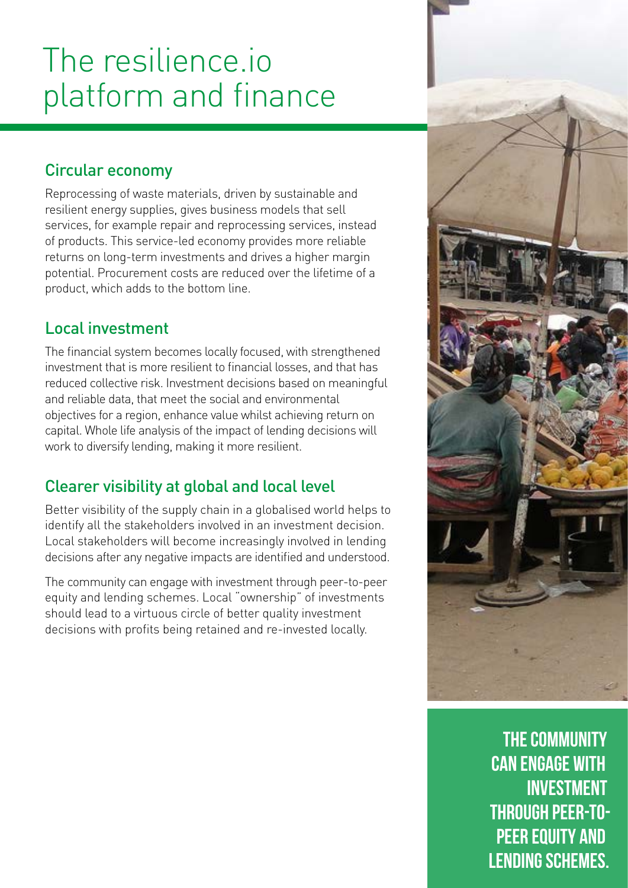# The resilience.io platform and finance

## Circular economy

Reprocessing of waste materials, driven by sustainable and resilient energy supplies, gives business models that sell services, for example repair and reprocessing services, instead of products. This service-led economy provides more reliable returns on long-term investments and drives a higher margin potential. Procurement costs are reduced over the lifetime of a product, which adds to the bottom line.

## Local investment

The financial system becomes locally focused, with strengthened investment that is more resilient to financial losses, and that has reduced collective risk. Investment decisions based on meaningful and reliable data, that meet the social and environmental objectives for a region, enhance value whilst achieving return on capital. Whole life analysis of the impact of lending decisions will work to diversify lending, making it more resilient.

## Clearer visibility at global and local level

Better visibility of the supply chain in a globalised world helps to identify all the stakeholders involved in an investment decision. Local stakeholders will become increasingly involved in lending decisions after any negative impacts are identified and understood.

The community can engage with investment through peer-to-peer equity and lending schemes. Local "ownership" of investments should lead to a virtuous circle of better quality investment decisions with profits being retained and re-invested locally.

**THE COMMUNITY CAN ENGAGE WITH INVESTMENT THROUGH PEER-TO-PEER EQUITY AND LENDING SCHEMES.**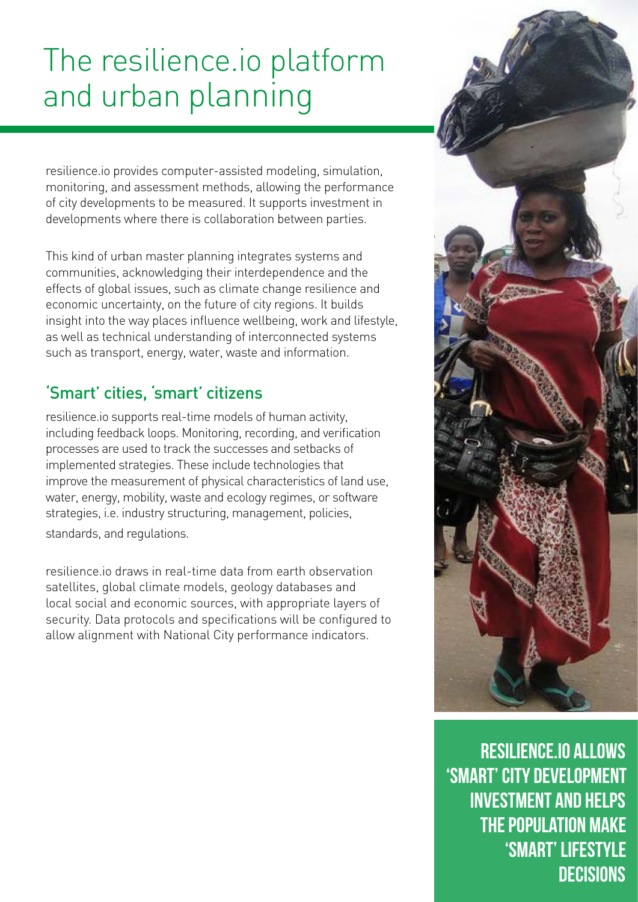# The resilience.io platform and urban planning

resilience.io provides computer-assisted modeling, simulation, monitoring, and assessment methods, allowing the performance of city developments to be measured. It supports investment in developments where there is collaboration between parties.

This kind of urban master planning integrates systems and communities, acknowledging their interdependence and the effects of global issues, such as climate change resilience and economic uncertainty, on the future of city regions. It builds insight into the way places influence wellbeing, work and lifestyle, as well as technical understanding of interconnected systems such as transport, energy, water, waste and information.

## 'Smart' cities, 'smart' citizens

resilience.io supports real-time models of human activity, including feedback loops. Monitoring, recording, and verification processes are used to track the successes and setbacks of implemented strategies. These include technologies that improve the measurement of physical characteristics of land use, water, energy, mobility, waste and ecology regimes, or software strategies, i.e. industry structuring, management, policies, standards, and regulations.

resilience.io draws in real-time data from earth observation satellites, global climate models, geology databases and local social and economic sources, with appropriate layers of security. Data protocols and specifications will be configured to allow alignment with National City performance indicators.

**RESILIENCE.IO ALLOWS 'SMART' CITY DEVELOPMENT INVESTMENT AND HELPS THE POPULATION MAKE 'SMART' LIFESTYLE DECISIONS**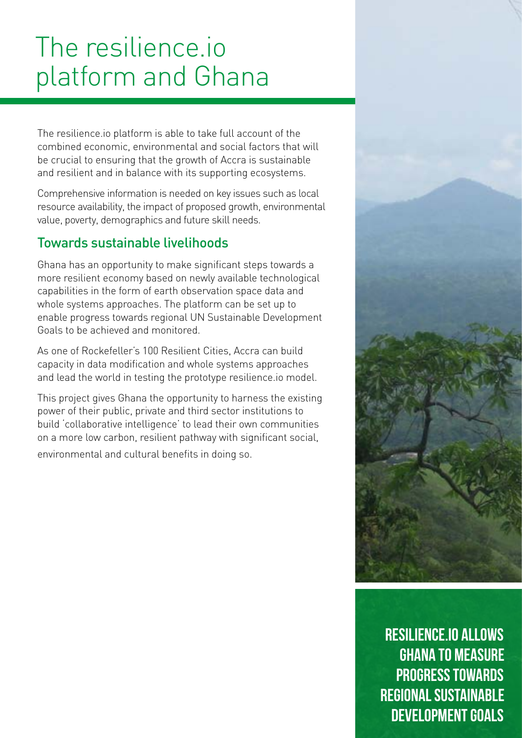# The resilience.io platform and Ghana

The resilience.io platform is able to take full account of the combined economic, environmental and social factors that will be crucial to ensuring that the growth of Accra is sustainable and resilient and in balance with its supporting ecosystems.

Comprehensive information is needed on key issues such as local resource availability, the impact of proposed growth, environmental value, poverty, demographics and future skill needs.

## Towards sustainable livelihoods

Ghana has an opportunity to make significant steps towards a more resilient economy based on newly available technological capabilities in the form of earth observation space data and whole systems approaches. The platform can be set up to enable progress towards regional UN Sustainable Development Goals to be achieved and monitored.

As one of Rockefeller's 100 Resilient Cities, Accra can build capacity in data modification and whole systems approaches and lead the world in testing the prototype resilience.io model.

This project gives Ghana the opportunity to harness the existing power of their public, private and third sector institutions to build 'collaborative intelligence' to lead their own communities on a more low carbon, resilient pathway with significant social, environmental and cultural benefits in doing so.

**RESILIENCE.IO ALLOWS GHANA TO MEASURE PROGRESS TOWARDS REGIONAL SUSTAINABLE DEVELOPMENT GOALS**